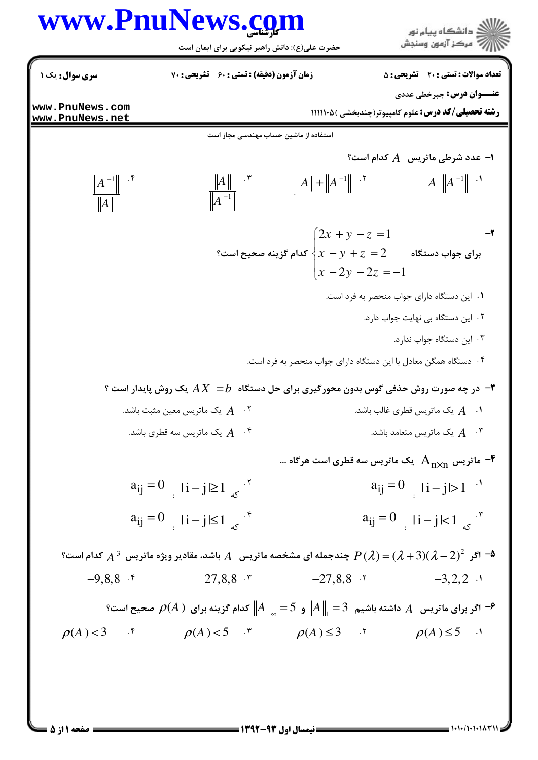**تعداد سوالات: تستی: ۲۰ تشریحی: ۵** | **زمان آزمون (دقیقه): تستی: ۶۰ تشریحی: ۷۰** | **سری سوال: یک ۱**

**عنـــوان درس:** جبرخطی عددی

**رشته تحصیلی/کد درس:** علوم کامپیوتر(چندبخشی ) ۱۱۱۱۱۰۵

استفاده از ماشین حساب مهندسی مجاز است

۱- عدد شرطی ماتریس $A$ کدام است؟

۱. $\|A\|\|A^{-1}\|$

۲. $\|A\|+\|A^{-1}\|$

۳. $\dfrac{\|A\|}{\|A^{-1}\|}$

۴. $\dfrac{\|A^{-1}\|}{\|A\|}$

۲- برای جواب دستگاه
$$\begin{cases} 2x+y-z=1 \\ x-y+z=2 \\ x-2y-2z=-1 \end{cases}$$
کدام گزینه صحیح است؟

۱. این دستگاه دارای جواب منحصر به فرد است.

۲. این دستگاه بی نهایت جواب دارد.

۳. این دستگاه جواب ندارد.

۴. دستگاه همگن معادل با این دستگاه دارای جواب منحصر به فرد است.

۳- در چه صورت روش حذفی گوس بدون محورگیری برای حل دستگاه $AX=b$ یک روش پایدار است ؟

۱. $A$ یک ماتریس قطری غالب باشد.

۲. $A$ یک ماتریس معین مثبت باشد.

۳. $A$ یک ماتریس متعامد باشد.

۴. $A$ یک ماتریس سه قطری باشد.

۴- ماتریس $A_{n\times n}$ یک ماتریس سه قطری است هرگاه ...

۱. $a_{ij}=0$ ؛ $|i-j|>1$

۲. $a_{ij}=0$ ؛ که $|i-j|\geq 1$

۳. $a_{ij}=0$ ؛ که $|i-j|<1$

۴. $a_{ij}=0$ ؛ که $|i-j|\leq 1$

۵- اگر $P(\lambda)=(\lambda+3)(\lambda-2)^2$ چندجمله ای مشخصه ماتریس $A$ باشد، مقادیر ویژه ماتریس $A^3$ کدام است؟

۱. $-3,2,2$

۲. $-27,8,8$

۳. $27,8,8$

۴. $-9,8,8$

۶- اگر برای ماتریس $A$ داشته باشیم $\|A\|_1=3$ و $\|A\|_\infty=5$ کدام گزینه برای $\rho(A)$ صحیح است؟

۱. $\rho(A)\leq 5$

۲. $\rho(A)\leq 3$

۳. $\rho(A)<5$

۴. $\rho(A)<3$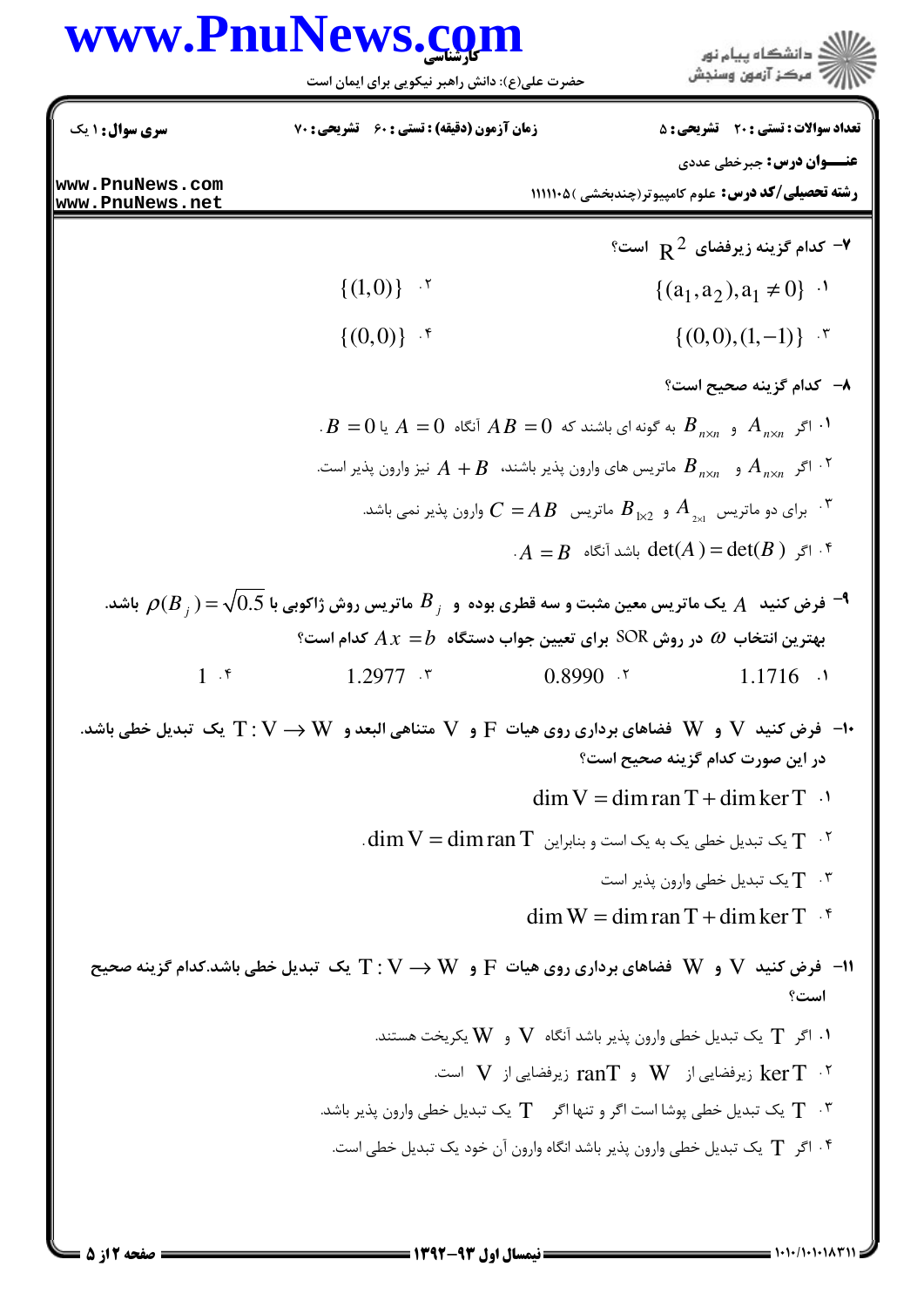۷- کدام گزینه زیرفضای $R^2$ است؟

۱. $\{(a_1,a_2), a_1 \neq 0\}$

۲. $\{(1,0)\}$

۳. $\{(0,0),(1,-1)\}$

۴. $\{(0,0)\}$

۸- کدام گزینه صحیح است؟

۱. اگر $A_{n\times n}$ و $B_{n\times n}$ به گونه ای باشند که $AB=0$ آنگاه $A=0$ یا $B=0$.

۲. اگر $A_{n\times n}$ و $B_{n\times n}$ ماتریس های وارون پذیر باشند، $A+B$ نیز وارون پذیر است.

۳. برای دو ماتریس $A_{2\times1}$ و $B_{1\times2}$ ماتریس $C=AB$ وارون پذیر نمی باشد.

۴. اگر $\det(A)=\det(B)$ باشد آنگاه $A=B$.

۹- فرض کنید $A$ یک ماتریس معین مثبت و سه قطری بوده و $B_j$ ماتریس روش ژاکوبی با $\rho(B_j)=\sqrt{0.5}$ باشد. بهترین انتخاب $\omega$ در روش SOR برای تعیین جواب دستگاه $Ax=b$ کدام است؟

۱. $1.1716$

۲. $0.8990$

۳. $1.2977$

۴. $1$

۱۰- فرض کنید $V$ و $W$ فضاهای برداری روی هیات $F$ و $V$ متناهی البعد و $T:V\rightarrow W$ یک تبدیل خطی باشد. در این صورت کدام گزینه صحیح است؟

۱. $\dim V=\dim \operatorname{ran} T+\dim \ker T$

۲. $T$ یک تبدیل خطی یک به یک است و بنابراین $\dim V=\dim \operatorname{ran} T$.

۳. $T$ یک تبدیل خطی وارون پذیر است

۴. $\dim W=\dim \operatorname{ran} T+\dim \ker T$

۱۱- فرض کنید $V$ و $W$ فضاهای برداری روی هیات $F$ و $T:V\rightarrow W$ یک تبدیل خطی باشد.کدام گزینه صحیح است؟

۱. اگر $T$ یک تبدیل خطی وارون پذیر باشد آنگاه $V$ و $W$ یکریخت هستند.

۲. $\ker T$ زیرفضایی از $W$ و $\operatorname{ran} T$ زیرفضایی از $V$ است.

۳. $T$ یک تبدیل خطی پوشا است اگر و تنها اگر $T$ یک تبدیل خطی وارون پذیر باشد.

۴. اگر $T$ یک تبدیل خطی وارون پذیر باشد انگاه وارون آن خود یک تبدیل خطی است.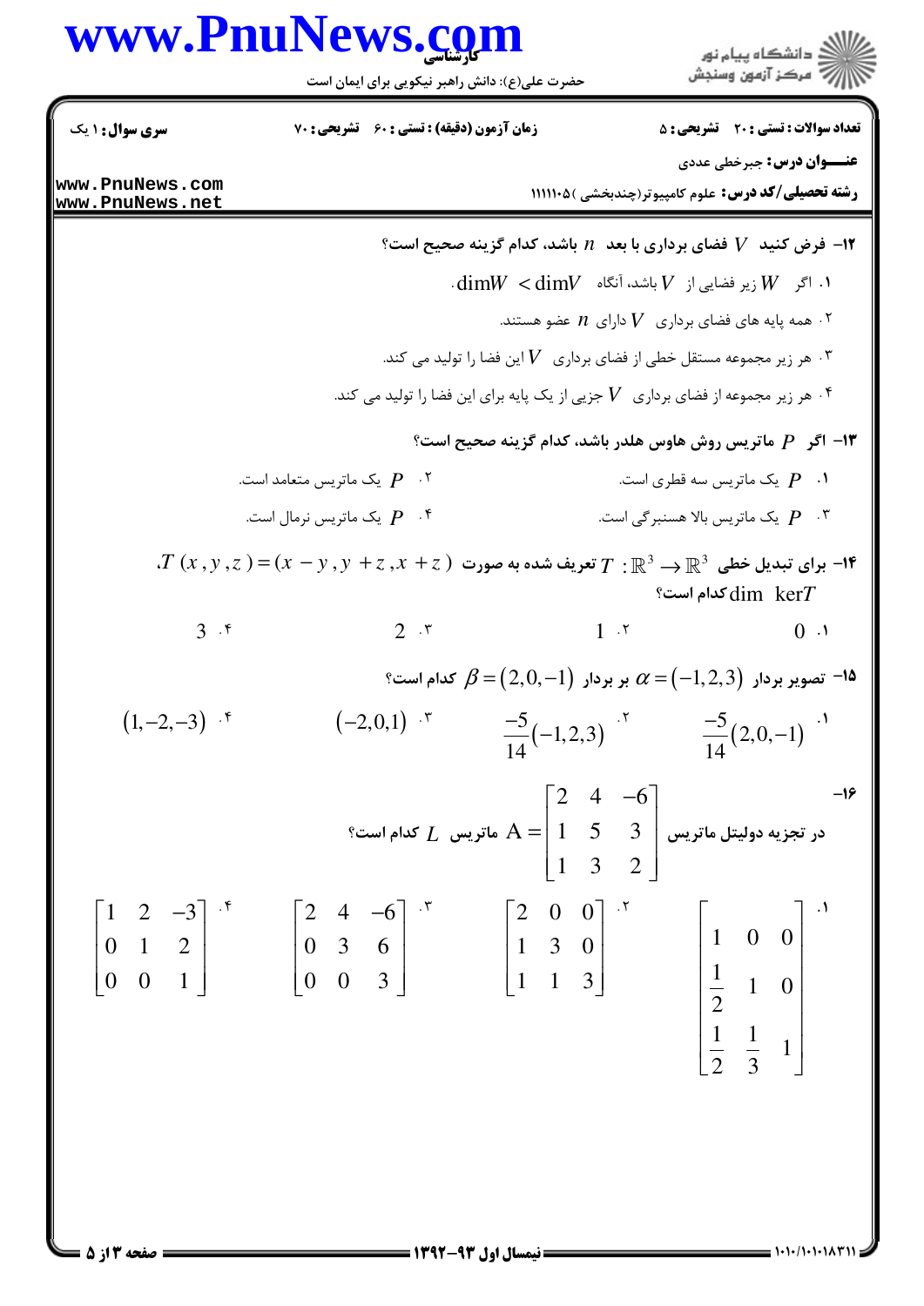۱۲- فرض کنید $V$ فضای برداری با بعد $n$ باشد، کدام گزینه صحیح است؟

۱. اگر $W$ زیر فضایی از $V$ باشد، آنگاه $\dim W < \dim V$.

۲. همه پایه های فضای برداری $V$ دارای $n$ عضو هستند.

۳. هر زیر مجموعه مستقل خطی از فضای برداری $V$ این فضا را تولید می کند.

۴. هر زیر مجموعه از فضای برداری $V$ جزیی از یک پایه برای این فضا را تولید می کند.

۱۳- اگر $P$ ماتریس روش هاوس هلدر باشد، کدام گزینه صحیح است؟

۱. $P$ یک ماتریس سه قطری است.

۲. $P$ یک ماتریس متعامد است.

۳. $P$ یک ماتریس بالا هسنبرگی است.

۴. $P$ یک ماتریس نرمال است.

۱۴- برای تبدیل خطی $T:\mathbb{R}^3 \to \mathbb{R}^3$ تعریف شده به صورت $T(x,y,z)=(x-y,y+z,x+z)$. $\dim \ker T$ کدام است؟

۱. $0$

۲. $1$

۳. $2$

۴. $3$

۱۵- تصویر بردار $\alpha=(-1,2,3)$ بر بردار $\beta=(2,0,-1)$ کدام است؟

۱. $\frac{-5}{14}(2,0,-1)$

۲. $\frac{-5}{14}(-1,2,3)$

۳. $(-2,0,1)$

۴. $(1,-2,-3)$

۱۶- در تجزیه دولیتل ماتریس $A=\begin{bmatrix} 2 & 4 & -6 \\ 1 & 5 & 3 \\ 1 & 3 & 2 \end{bmatrix}$ ماتریس $L$ کدام است؟

۱. $\begin{bmatrix} 1 & 0 & 0 \\ \frac{1}{2} & 1 & 0 \\ \frac{1}{2} & \frac{1}{3} & 1 \end{bmatrix}$

۲. $\begin{bmatrix} 2 & 0 & 0 \\ 1 & 3 & 0 \\ 1 & 1 & 3 \end{bmatrix}$

۳. $\begin{bmatrix} 2 & 4 & -6 \\ 0 & 3 & 6 \\ 0 & 0 & 3 \end{bmatrix}$

۴. $\begin{bmatrix} 1 & 2 & -3 \\ 0 & 1 & 2 \\ 0 & 0 & 1 \end{bmatrix}$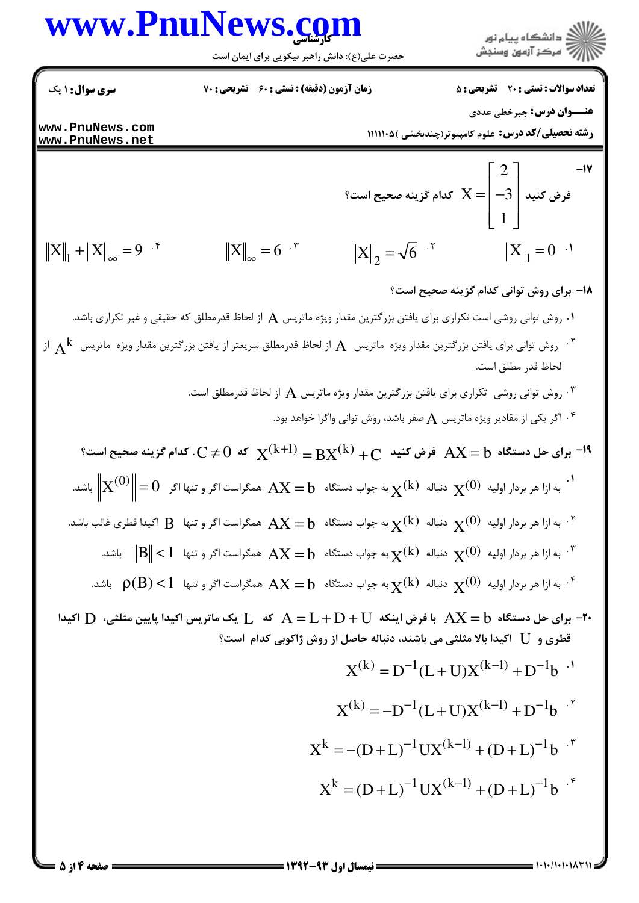**سری سوال:** ۱ یک | **زمان آزمون (دقیقه) :** تستی : ۶۰ تشریحی : ۷۰ | **تعداد سوالات :** تستی : ۲۰ تشریحی : ۵

**عنـــوان درس:** جبرخطی عددی

**رشته تحصیلی/کد درس:** علوم کامپیوتر(چندبخشی ) ۱۱۱۱۱۰۵

۱۷- فرض کنید $X = \begin{bmatrix} 2 \\ -3 \\ 1 \end{bmatrix}$ کدام گزینه صحیح است؟

۱. $\|X\|_1 = 0$

۲. $\|X\|_2 = \sqrt{6}$

۳. $\|X\|_\infty = 6$

۴. $\|X\|_1 + \|X\|_\infty = 9$

**۱۸- برای روش توانی کدام گزینه صحیح است؟**

۱. روش توانی روشی است تکراری برای یافتن بزرگترین مقدار ویژه ماتریس $A$ از لحاظ قدرمطلق که حقیقی و غیر تکراری باشد.

۲. روش توانی برای یافتن بزرگترین مقدار ویژه ماتریس $A$ از لحاظ قدرمطلق سریعتر از یافتن بزرگترین مقدار ویژه ماتریس $A^k$ از لحاظ قدر مطلق است.

۳. روش توانی روشی تکراری برای یافتن بزرگترین مقدار ویژه ماتریس $A$ از لحاظ قدرمطلق است.

۴. اگر یکی از مقادیر ویژه ماتریس $A$ صفر باشد، روش توانی واگرا خواهد بود.

**۱۹- برای حل دستگاه $AX = b$ فرض کنید $X^{(k+1)} = BX^{(k)} + C$ که $C \neq 0$. کدام گزینه صحیح است؟**

۱. به ازا هر بردار اولیه $X^{(0)}$ دنباله $X^{(k)}$ به جواب دستگاه $AX = b$ همگراست اگر و تنها اگر $\|X^{(0)}\| = 0$ باشد.

۲. به ازا هر بردار اولیه $X^{(0)}$ دنباله $X^{(k)}$ به جواب دستگاه $AX = b$ همگراست اگر و تنها $B$ اکیدا قطری غالب باشد.

۳. به ازا هر بردار اولیه $X^{(0)}$ دنباله $X^{(k)}$ به جواب دستگاه $AX = b$ همگراست اگر و تنها $\|B\| < 1$ باشد.

۴. به ازا هر بردار اولیه $X^{(0)}$ دنباله $X^{(k)}$ به جواب دستگاه $AX = b$ همگراست اگر و تنها $\rho(B) < 1$ باشد.

**۲۰- برای حل دستگاه $AX = b$ با فرض اینکه $A = L + D + U$ که $L$ یک ماتریس اکیدا پایین مثلثی، $D$ اکیدا قطری و $U$ اکیدا بالا مثلثی می باشند، دنباله حاصل از روش ژاکوبی کدام است؟**

۱. $X^{(k)} = D^{-1}(L+U)X^{(k-1)} + D^{-1}b$

۲. $X^{(k)} = -D^{-1}(L+U)X^{(k-1)} + D^{-1}b$

۳. $X^k = -(D+L)^{-1}UX^{(k-1)} + (D+L)^{-1}b$

۴. $X^k = (D+L)^{-1}UX^{(k-1)} + (D+L)^{-1}b$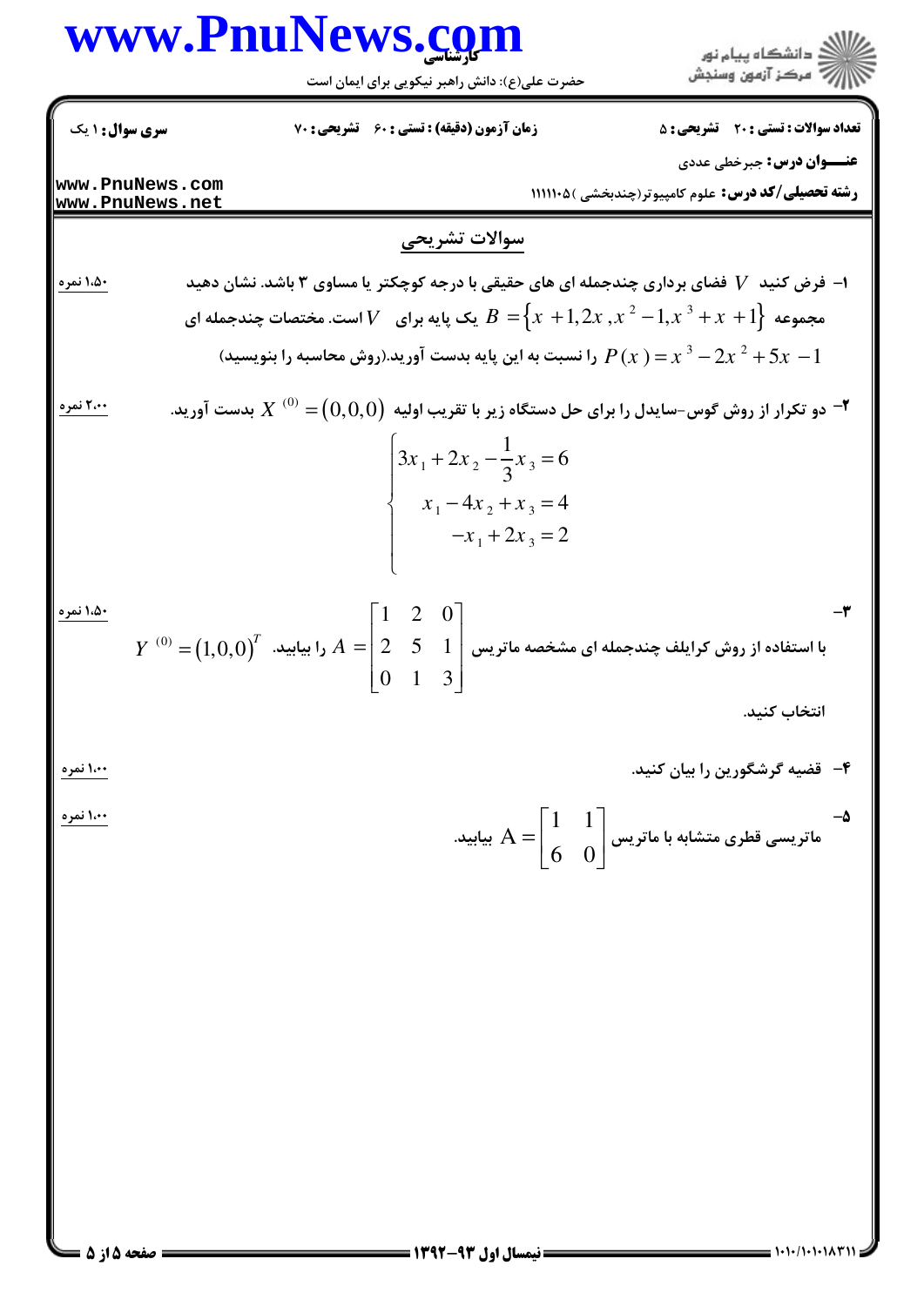**سری سوال:** ۱ یک

**زمان آزمون (دقیقه) : تستی :** ۶۰ **تشریحی :** ۷۰

**تعداد سوالات : تستی :** ۲۰ **تشریحی :** ۵

**عنـــوان درس :** جبرخطی عددی

**رشته تحصیلی/کد درس :** علوم کامپیوتر(چندبخشی )۱۱۱۱۱۰۵

## سوالات تشریحی

۱- فرض کنید $V$ فضای برداری چندجمله ای های حقیقی با درجه کوچکتر یا مساوی ۳ باشد. نشان دهید مجموعه $B=\{x+1, 2x, x^2-1, x^3+x+1\}$ یک پایه برای $V$ است. مختصات چندجمله ای $P(x)=x^3-2x^2+5x-1$ را نسبت به این پایه بدست آورید.(روش محاسبه را بنویسید) — ۱،۵۰ نمره

۲- دو تکرار از روش گوس-سایدل را برای حل دستگاه زیر با تقریب اولیه $X^{(0)}=(0,0,0)$ بدست آورید. — ۲،۰۰ نمره

$$\begin{cases} 3x_1+2x_2-\frac{1}{3}x_3=6 \\ x_1-4x_2+x_3=4 \\ -x_1+2x_3=2 \end{cases}$$

۳- با استفاده از روش کرایلف چندجمله ای مشخصه ماتریس $A=\begin{bmatrix} 1 & 2 & 0 \\ 2 & 5 & 1 \\ 0 & 1 & 3 \end{bmatrix}$ را بیابید. $Y^{(0)}=(1,0,0)^T$ انتخاب کنید. — ۱،۵۰ نمره

۴- قضیه گرشگورین را بیان کنید. — ۱،۰۰ نمره

۵- ماتریسی قطری متشابه با ماتریس $A=\begin{bmatrix} 1 & 1 \\ 6 & 0 \end{bmatrix}$ بیابید. — ۱،۰۰ نمره